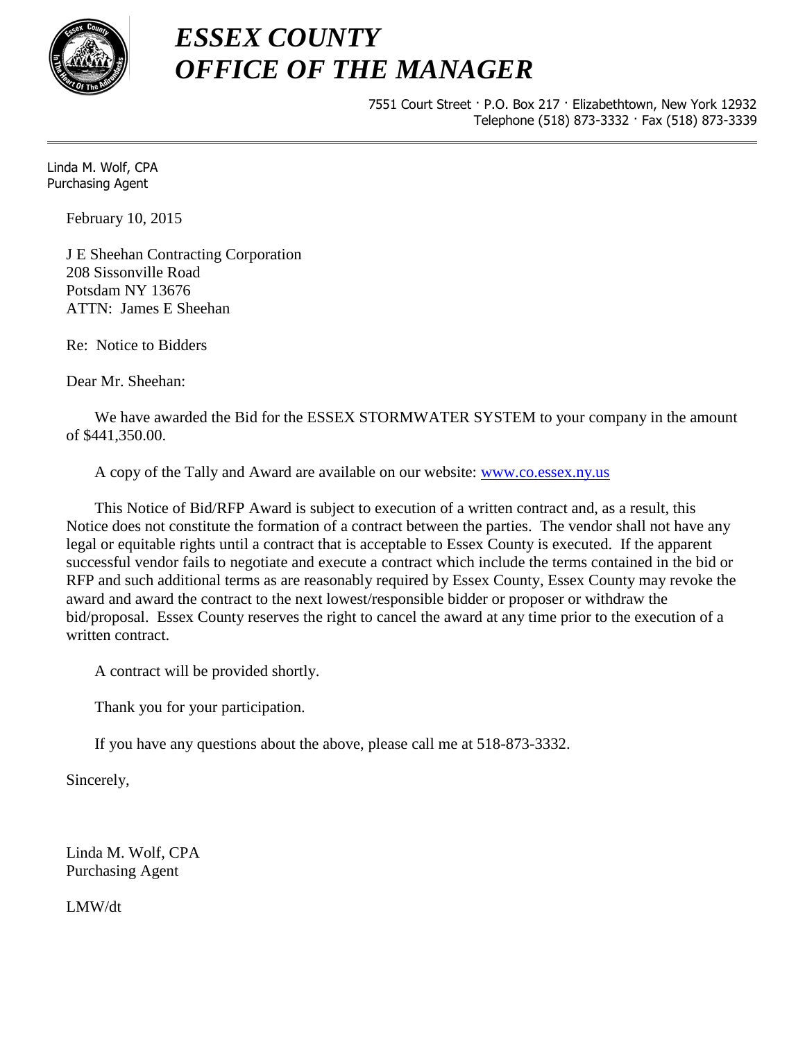# *ESSEX COUNTY*
# *OFFICE OF THE MANAGER*

7551 Court Street · P.O. Box 217 · Elizabethtown, New York 12932
Telephone (518) 873-3332 · Fax (518) 873-3339

---

Linda M. Wolf, CPA
Purchasing Agent

February 10, 2015

J E Sheehan Contracting Corporation
208 Sissonville Road
Potsdam NY 13676
ATTN: James E Sheehan

Re: Notice to Bidders

Dear Mr. Sheehan:

We have awarded the Bid for the ESSEX STORMWATER SYSTEM to your company in the amount of $441,350.00.

A copy of the Tally and Award are available on our website: [www.co.essex.ny.us](http://www.co.essex.ny.us)

This Notice of Bid/RFP Award is subject to execution of a written contract and, as a result, this Notice does not constitute the formation of a contract between the parties. The vendor shall not have any legal or equitable rights until a contract that is acceptable to Essex County is executed. If the apparent successful vendor fails to negotiate and execute a contract which include the terms contained in the bid or RFP and such additional terms as are reasonably required by Essex County, Essex County may revoke the award and award the contract to the next lowest/responsible bidder or proposer or withdraw the bid/proposal. Essex County reserves the right to cancel the award at any time prior to the execution of a written contract.

A contract will be provided shortly.

Thank you for your participation.

If you have any questions about the above, please call me at 518-873-3332.

Sincerely,

Linda M. Wolf, CPA
Purchasing Agent

LMW/dt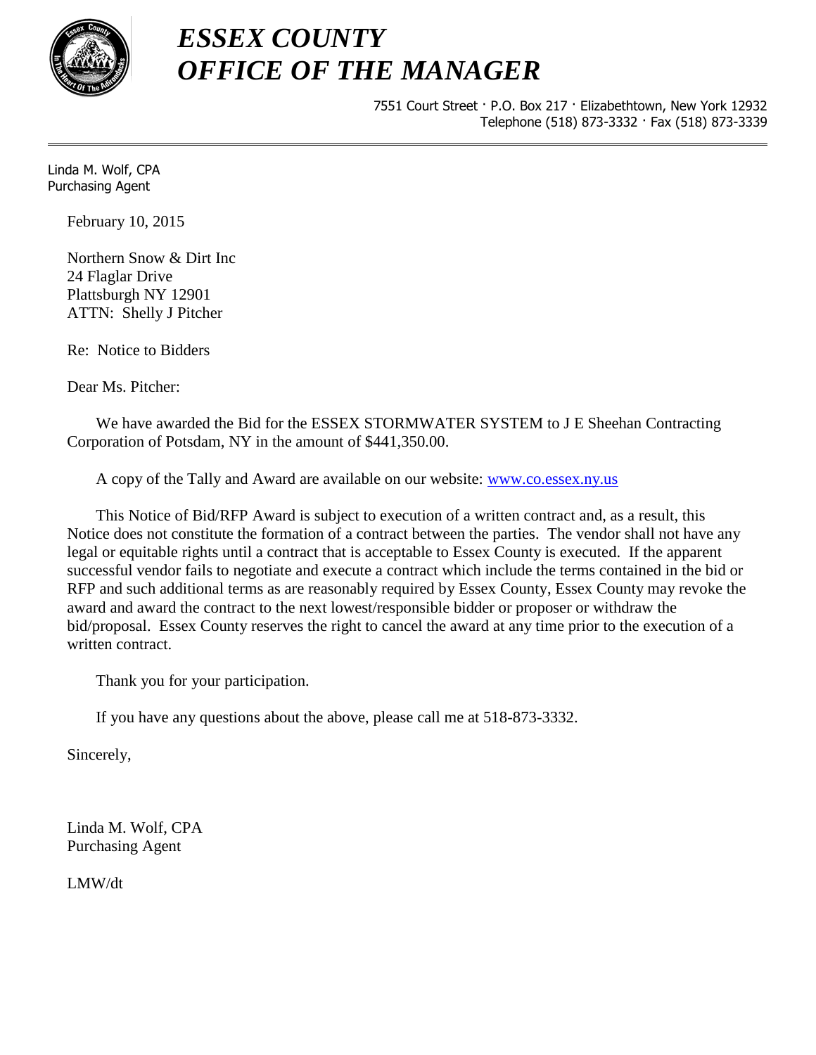# *ESSEX COUNTY*
# *OFFICE OF THE MANAGER*

7551 Court Street · P.O. Box 217 · Elizabethtown, New York 12932
Telephone (518) 873-3332 · Fax (518) 873-3339

Linda M. Wolf, CPA
Purchasing Agent

February 10, 2015

Northern Snow & Dirt Inc
24 Flaglar Drive
Plattsburgh NY 12901
ATTN: Shelly J Pitcher

Re: Notice to Bidders

Dear Ms. Pitcher:

We have awarded the Bid for the ESSEX STORMWATER SYSTEM to J E Sheehan Contracting Corporation of Potsdam, NY in the amount of $441,350.00.

A copy of the Tally and Award are available on our website: [www.co.essex.ny.us](http://www.co.essex.ny.us)

This Notice of Bid/RFP Award is subject to execution of a written contract and, as a result, this Notice does not constitute the formation of a contract between the parties. The vendor shall not have any legal or equitable rights until a contract that is acceptable to Essex County is executed. If the apparent successful vendor fails to negotiate and execute a contract which include the terms contained in the bid or RFP and such additional terms as are reasonably required by Essex County, Essex County may revoke the award and award the contract to the next lowest/responsible bidder or proposer or withdraw the bid/proposal. Essex County reserves the right to cancel the award at any time prior to the execution of a written contract.

Thank you for your participation.

If you have any questions about the above, please call me at 518-873-3332.

Sincerely,

Linda M. Wolf, CPA
Purchasing Agent

LMW/dt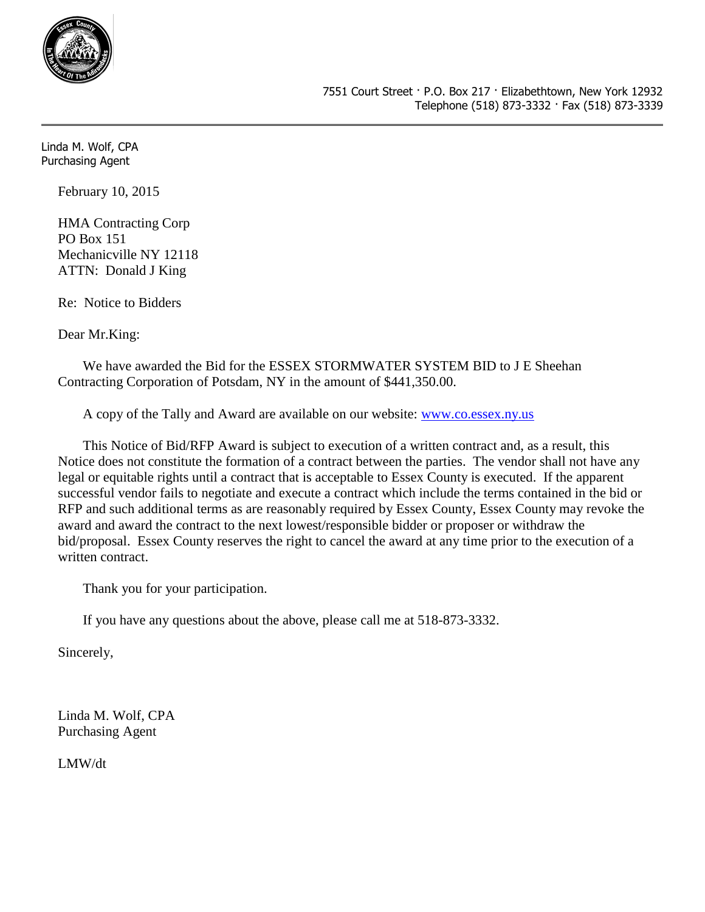7551 Court Street · P.O. Box 217 · Elizabethtown, New York 12932
Telephone (518) 873-3332 · Fax (518) 873-3339

Linda M. Wolf, CPA
Purchasing Agent

February 10, 2015

HMA Contracting Corp
PO Box 151
Mechanicville NY 12118
ATTN: Donald J King

Re: Notice to Bidders

Dear Mr.King:

We have awarded the Bid for the ESSEX STORMWATER SYSTEM BID to J E Sheehan Contracting Corporation of Potsdam, NY in the amount of $441,350.00.

A copy of the Tally and Award are available on our website: [www.co.essex.ny.us](http://www.co.essex.ny.us)

This Notice of Bid/RFP Award is subject to execution of a written contract and, as a result, this Notice does not constitute the formation of a contract between the parties. The vendor shall not have any legal or equitable rights until a contract that is acceptable to Essex County is executed. If the apparent successful vendor fails to negotiate and execute a contract which include the terms contained in the bid or RFP and such additional terms as are reasonably required by Essex County, Essex County may revoke the award and award the contract to the next lowest/responsible bidder or proposer or withdraw the bid/proposal. Essex County reserves the right to cancel the award at any time prior to the execution of a written contract.

Thank you for your participation.

If you have any questions about the above, please call me at 518-873-3332.

Sincerely,

Linda M. Wolf, CPA
Purchasing Agent

LMW/dt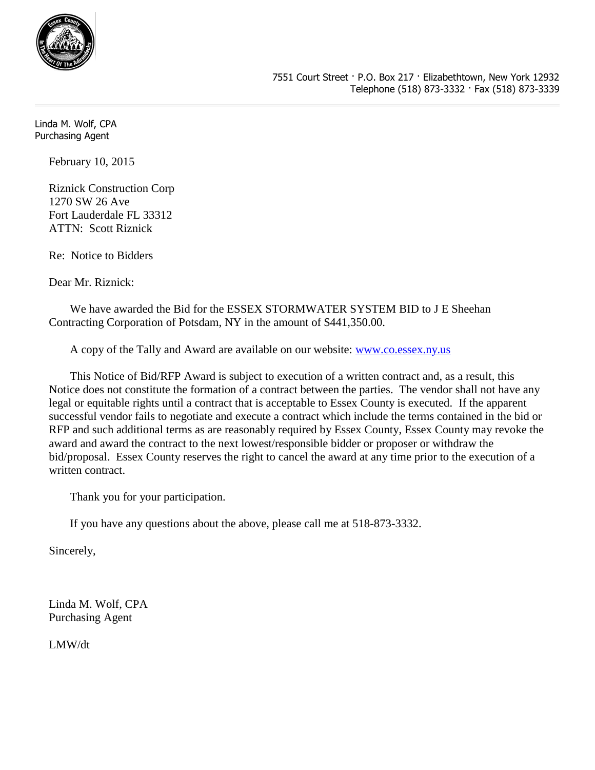7551 Court Street · P.O. Box 217 · Elizabethtown, New York 12932
Telephone (518) 873-3332 · Fax (518) 873-3339

Linda M. Wolf, CPA
Purchasing Agent

February 10, 2015

Riznick Construction Corp
1270 SW 26 Ave
Fort Lauderdale FL 33312
ATTN: Scott Riznick

Re: Notice to Bidders

Dear Mr. Riznick:

We have awarded the Bid for the ESSEX STORMWATER SYSTEM BID to J E Sheehan Contracting Corporation of Potsdam, NY in the amount of $441,350.00.

A copy of the Tally and Award are available on our website: www.co.essex.ny.us

This Notice of Bid/RFP Award is subject to execution of a written contract and, as a result, this Notice does not constitute the formation of a contract between the parties. The vendor shall not have any legal or equitable rights until a contract that is acceptable to Essex County is executed. If the apparent successful vendor fails to negotiate and execute a contract which include the terms contained in the bid or RFP and such additional terms as are reasonably required by Essex County, Essex County may revoke the award and award the contract to the next lowest/responsible bidder or proposer or withdraw the bid/proposal. Essex County reserves the right to cancel the award at any time prior to the execution of a written contract.

Thank you for your participation.

If you have any questions about the above, please call me at 518-873-3332.

Sincerely,

Linda M. Wolf, CPA
Purchasing Agent

LMW/dt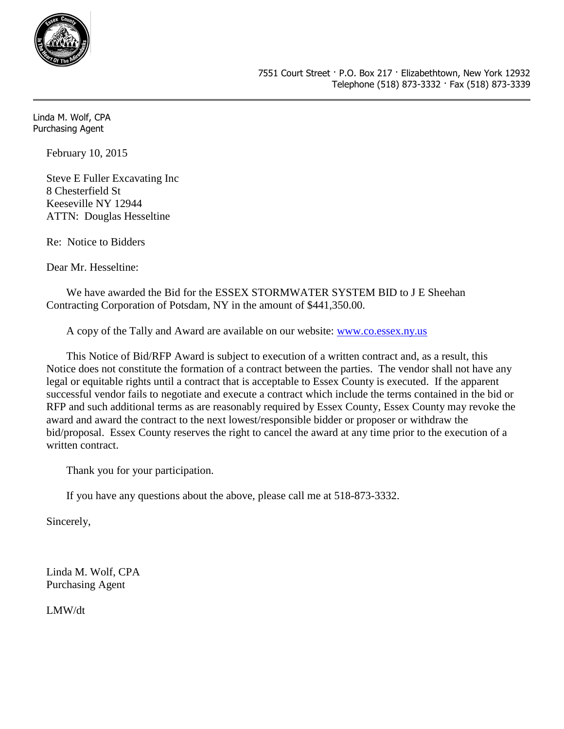7551 Court Street · P.O. Box 217 · Elizabethtown, New York 12932
Telephone (518) 873-3332 · Fax (518) 873-3339

Linda M. Wolf, CPA
Purchasing Agent

February 10, 2015

Steve E Fuller Excavating Inc
8 Chesterfield St
Keeseville NY 12944
ATTN: Douglas Hesseltine

Re: Notice to Bidders

Dear Mr. Hesseltine:

We have awarded the Bid for the ESSEX STORMWATER SYSTEM BID to J E Sheehan Contracting Corporation of Potsdam, NY in the amount of $441,350.00.

A copy of the Tally and Award are available on our website: [www.co.essex.ny.us](http://www.co.essex.ny.us)

This Notice of Bid/RFP Award is subject to execution of a written contract and, as a result, this Notice does not constitute the formation of a contract between the parties. The vendor shall not have any legal or equitable rights until a contract that is acceptable to Essex County is executed. If the apparent successful vendor fails to negotiate and execute a contract which include the terms contained in the bid or RFP and such additional terms as are reasonably required by Essex County, Essex County may revoke the award and award the contract to the next lowest/responsible bidder or proposer or withdraw the bid/proposal. Essex County reserves the right to cancel the award at any time prior to the execution of a written contract.

Thank you for your participation.

If you have any questions about the above, please call me at 518-873-3332.

Sincerely,

Linda M. Wolf, CPA
Purchasing Agent

LMW/dt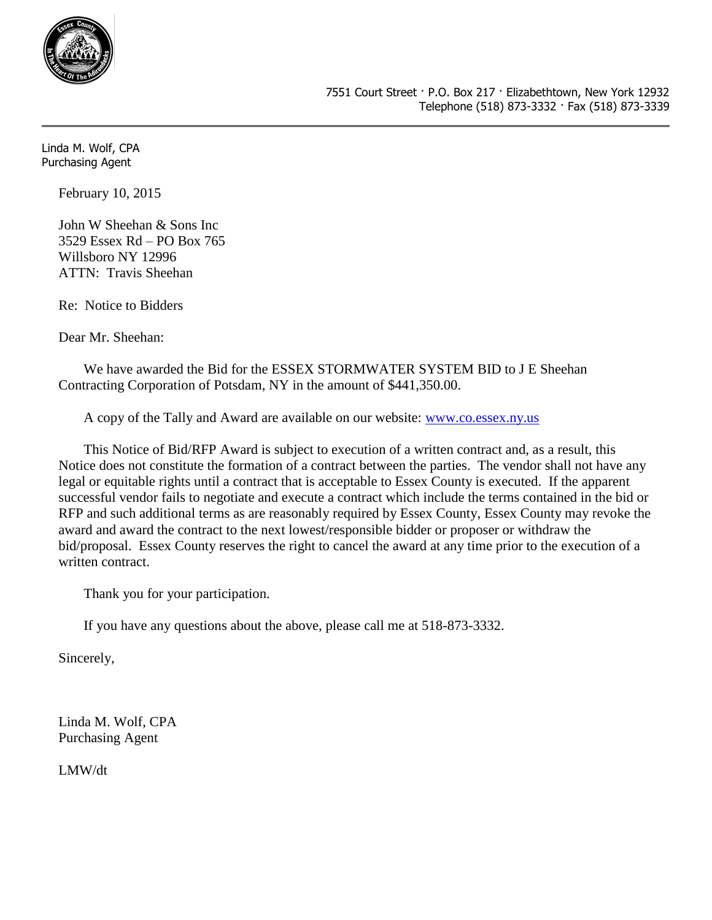7551 Court Street · P.O. Box 217 · Elizabethtown, New York 12932
Telephone (518) 873-3332 · Fax (518) 873-3339

---

Linda M. Wolf, CPA
Purchasing Agent

February 10, 2015

John W Sheehan & Sons Inc
3529 Essex Rd – PO Box 765
Willsboro NY 12996
ATTN: Travis Sheehan

Re: Notice to Bidders

Dear Mr. Sheehan:

We have awarded the Bid for the ESSEX STORMWATER SYSTEM BID to J E Sheehan Contracting Corporation of Potsdam, NY in the amount of $441,350.00.

A copy of the Tally and Award are available on our website: [www.co.essex.ny.us](http://www.co.essex.ny.us)

This Notice of Bid/RFP Award is subject to execution of a written contract and, as a result, this Notice does not constitute the formation of a contract between the parties. The vendor shall not have any legal or equitable rights until a contract that is acceptable to Essex County is executed. If the apparent successful vendor fails to negotiate and execute a contract which include the terms contained in the bid or RFP and such additional terms as are reasonably required by Essex County, Essex County may revoke the award and award the contract to the next lowest/responsible bidder or proposer or withdraw the bid/proposal. Essex County reserves the right to cancel the award at any time prior to the execution of a written contract.

Thank you for your participation.

If you have any questions about the above, please call me at 518-873-3332.

Sincerely,

Linda M. Wolf, CPA
Purchasing Agent

LMW/dt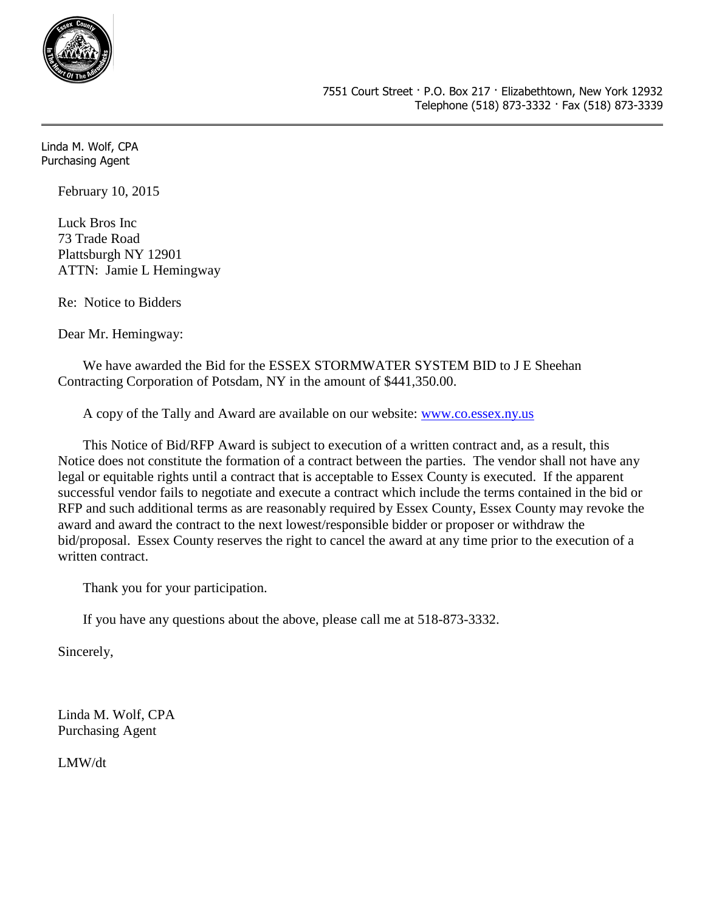7551 Court Street · P.O. Box 217 · Elizabethtown, New York 12932
Telephone (518) 873-3332 · Fax (518) 873-3339

Linda M. Wolf, CPA
Purchasing Agent

February 10, 2015

Luck Bros Inc
73 Trade Road
Plattsburgh NY 12901
ATTN: Jamie L Hemingway

Re: Notice to Bidders

Dear Mr. Hemingway:

We have awarded the Bid for the ESSEX STORMWATER SYSTEM BID to J E Sheehan Contracting Corporation of Potsdam, NY in the amount of $441,350.00.

A copy of the Tally and Award are available on our website: [www.co.essex.ny.us](http://www.co.essex.ny.us)

This Notice of Bid/RFP Award is subject to execution of a written contract and, as a result, this Notice does not constitute the formation of a contract between the parties. The vendor shall not have any legal or equitable rights until a contract that is acceptable to Essex County is executed. If the apparent successful vendor fails to negotiate and execute a contract which include the terms contained in the bid or RFP and such additional terms as are reasonably required by Essex County, Essex County may revoke the award and award the contract to the next lowest/responsible bidder or proposer or withdraw the bid/proposal. Essex County reserves the right to cancel the award at any time prior to the execution of a written contract.

Thank you for your participation.

If you have any questions about the above, please call me at 518-873-3332.

Sincerely,

Linda M. Wolf, CPA
Purchasing Agent

LMW/dt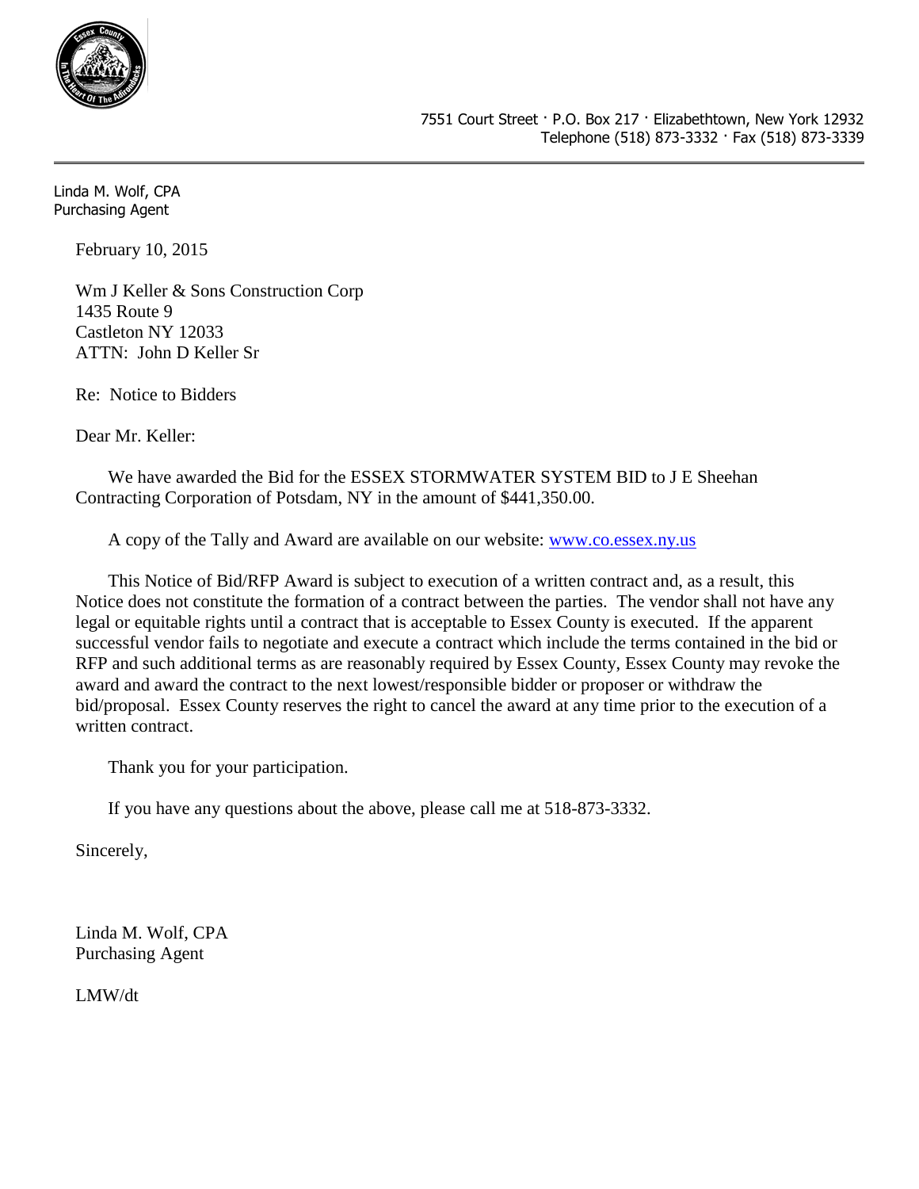7551 Court Street · P.O. Box 217 · Elizabethtown, New York 12932
Telephone (518) 873-3332 · Fax (518) 873-3339

Linda M. Wolf, CPA
Purchasing Agent

February 10, 2015

Wm J Keller & Sons Construction Corp
1435 Route 9
Castleton NY 12033
ATTN: John D Keller Sr

Re: Notice to Bidders

Dear Mr. Keller:

We have awarded the Bid for the ESSEX STORMWATER SYSTEM BID to J E Sheehan Contracting Corporation of Potsdam, NY in the amount of $441,350.00.

A copy of the Tally and Award are available on our website: www.co.essex.ny.us

This Notice of Bid/RFP Award is subject to execution of a written contract and, as a result, this Notice does not constitute the formation of a contract between the parties. The vendor shall not have any legal or equitable rights until a contract that is acceptable to Essex County is executed. If the apparent successful vendor fails to negotiate and execute a contract which include the terms contained in the bid or RFP and such additional terms as are reasonably required by Essex County, Essex County may revoke the award and award the contract to the next lowest/responsible bidder or proposer or withdraw the bid/proposal. Essex County reserves the right to cancel the award at any time prior to the execution of a written contract.

Thank you for your participation.

If you have any questions about the above, please call me at 518-873-3332.

Sincerely,

Linda M. Wolf, CPA
Purchasing Agent

LMW/dt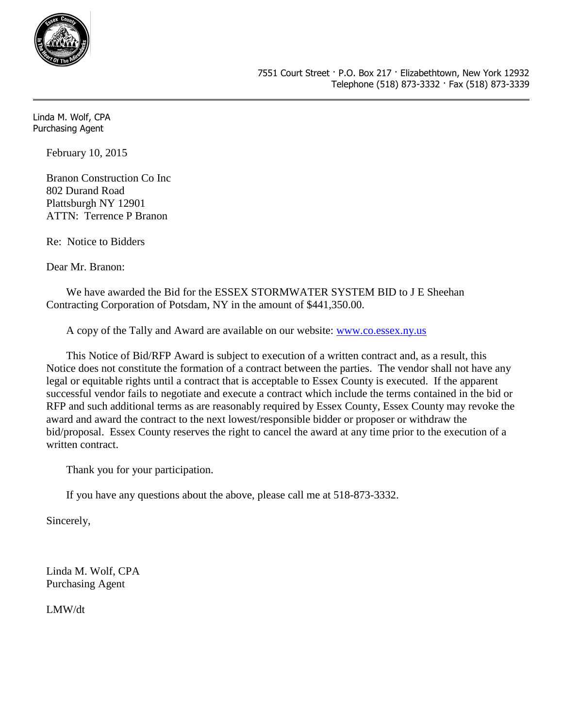7551 Court Street · P.O. Box 217 · Elizabethtown, New York 12932
Telephone (518) 873-3332 · Fax (518) 873-3339

Linda M. Wolf, CPA
Purchasing Agent

February 10, 2015

Branon Construction Co Inc
802 Durand Road
Plattsburgh NY 12901
ATTN: Terrence P Branon

Re: Notice to Bidders

Dear Mr. Branon:

We have awarded the Bid for the ESSEX STORMWATER SYSTEM BID to J E Sheehan Contracting Corporation of Potsdam, NY in the amount of $441,350.00.

A copy of the Tally and Award are available on our website: www.co.essex.ny.us

This Notice of Bid/RFP Award is subject to execution of a written contract and, as a result, this Notice does not constitute the formation of a contract between the parties. The vendor shall not have any legal or equitable rights until a contract that is acceptable to Essex County is executed. If the apparent successful vendor fails to negotiate and execute a contract which include the terms contained in the bid or RFP and such additional terms as are reasonably required by Essex County, Essex County may revoke the award and award the contract to the next lowest/responsible bidder or proposer or withdraw the bid/proposal. Essex County reserves the right to cancel the award at any time prior to the execution of a written contract.

Thank you for your participation.

If you have any questions about the above, please call me at 518-873-3332.

Sincerely,

Linda M. Wolf, CPA
Purchasing Agent

LMW/dt